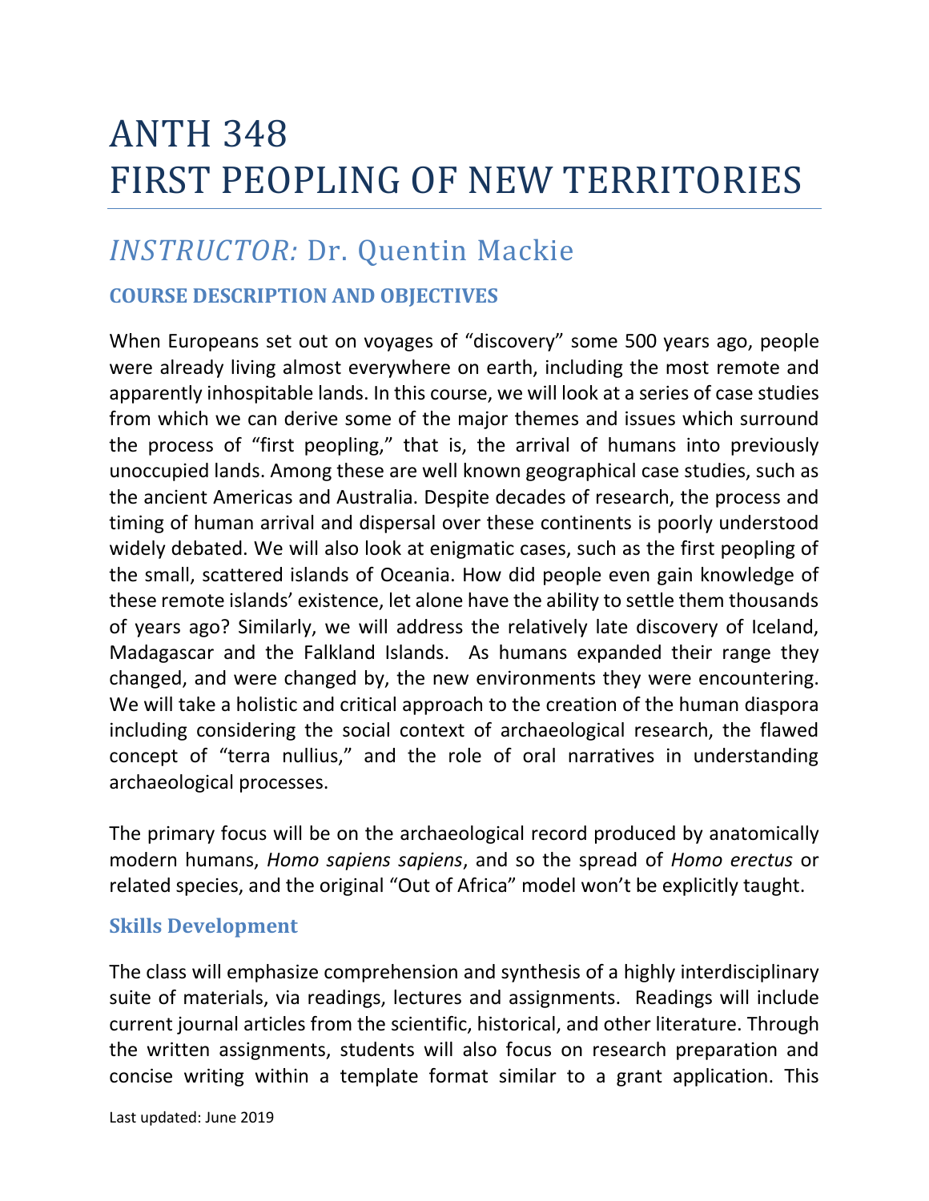# ANTH 348
# FIRST PEOPLING OF NEW TERRITORIES

## *INSTRUCTOR:* Dr. Quentin Mackie

### COURSE DESCRIPTION AND OBJECTIVES

When Europeans set out on voyages of "discovery" some 500 years ago, people were already living almost everywhere on earth, including the most remote and apparently inhospitable lands. In this course, we will look at a series of case studies from which we can derive some of the major themes and issues which surround the process of "first peopling," that is, the arrival of humans into previously unoccupied lands. Among these are well known geographical case studies, such as the ancient Americas and Australia. Despite decades of research, the process and timing of human arrival and dispersal over these continents is poorly understood widely debated. We will also look at enigmatic cases, such as the first peopling of the small, scattered islands of Oceania. How did people even gain knowledge of these remote islands' existence, let alone have the ability to settle them thousands of years ago? Similarly, we will address the relatively late discovery of Iceland, Madagascar and the Falkland Islands. As humans expanded their range they changed, and were changed by, the new environments they were encountering. We will take a holistic and critical approach to the creation of the human diaspora including considering the social context of archaeological research, the flawed concept of "terra nullius," and the role of oral narratives in understanding archaeological processes.

The primary focus will be on the archaeological record produced by anatomically modern humans, *Homo sapiens sapiens*, and so the spread of *Homo erectus* or related species, and the original "Out of Africa" model won't be explicitly taught.

### Skills Development

The class will emphasize comprehension and synthesis of a highly interdisciplinary suite of materials, via readings, lectures and assignments. Readings will include current journal articles from the scientific, historical, and other literature. Through the written assignments, students will also focus on research preparation and concise writing within a template format similar to a grant application. This

Last updated: June 2019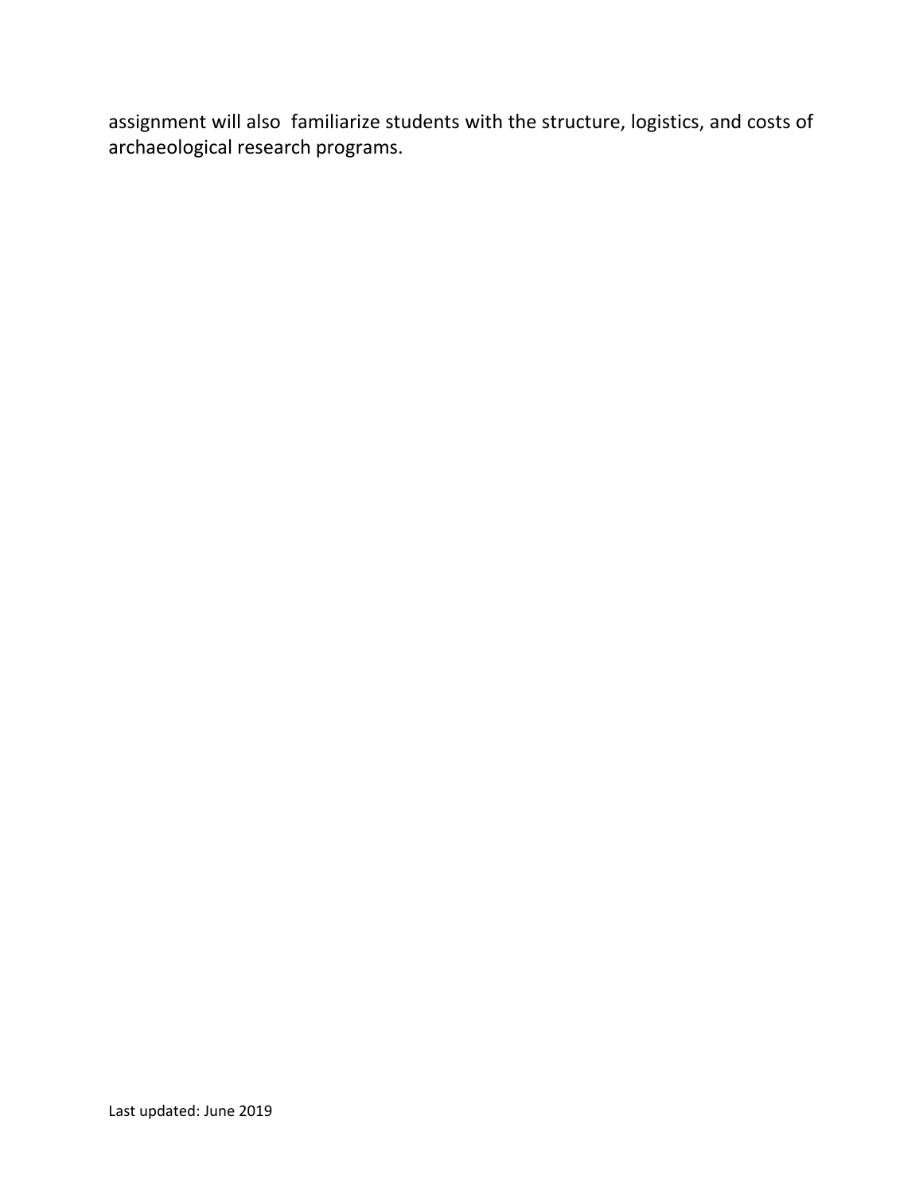assignment will also familiarize students with the structure, logistics, and costs of archaeological research programs.